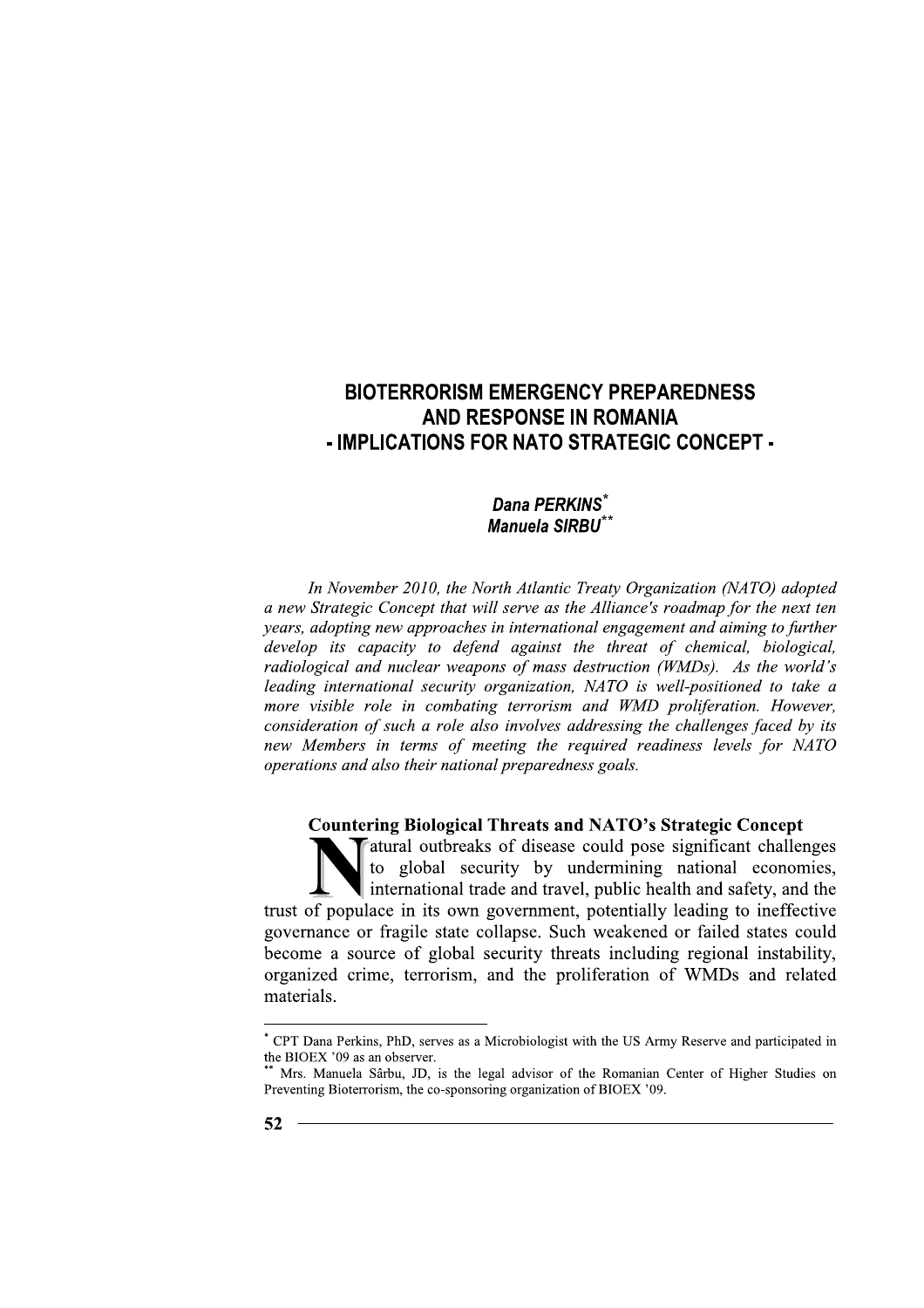# BIOTERRORISM EMERGENCY PREPAREDNESS AND RESPONSE IN ROMANIA - IMPLICATIONS FOR NATO STRATEGIC CONCEPT -

**Dana PERKINS*** 
**Manuela SIRBU****

*In November 2010, the North Atlantic Treaty Organization (NATO) adopted a new Strategic Concept that will serve as the Alliance's roadmap for the next ten years, adopting new approaches in international engagement and aiming to further develop its capacity to defend against the threat of chemical, biological, radiological and nuclear weapons of mass destruction (WMDs). As the world's leading international security organization, NATO is well-positioned to take a more visible role in combating terrorism and WMD proliferation. However, consideration of such a role also involves addressing the challenges faced by its new Members in terms of meeting the required readiness levels for NATO operations and also their national preparedness goals.*

## Countering Biological Threats and NATO's Strategic Concept

Natural outbreaks of disease could pose significant challenges to global security by undermining national economies, international trade and travel, public health and safety, and the trust of populace in its own government, potentially leading to ineffective governance or fragile state collapse. Such weakened or failed states could become a source of global security threats including regional instability, organized crime, terrorism, and the proliferation of WMDs and related materials.

---

* CPT Dana Perkins, PhD, serves as a Microbiologist with the US Army Reserve and participated in the BIOEX '09 as an observer.

** Mrs. Manuela Sârbu, JD, is the legal advisor of the Romanian Center of Higher Studies on Preventing Bioterrorism, the co-sponsoring organization of BIOEX '09.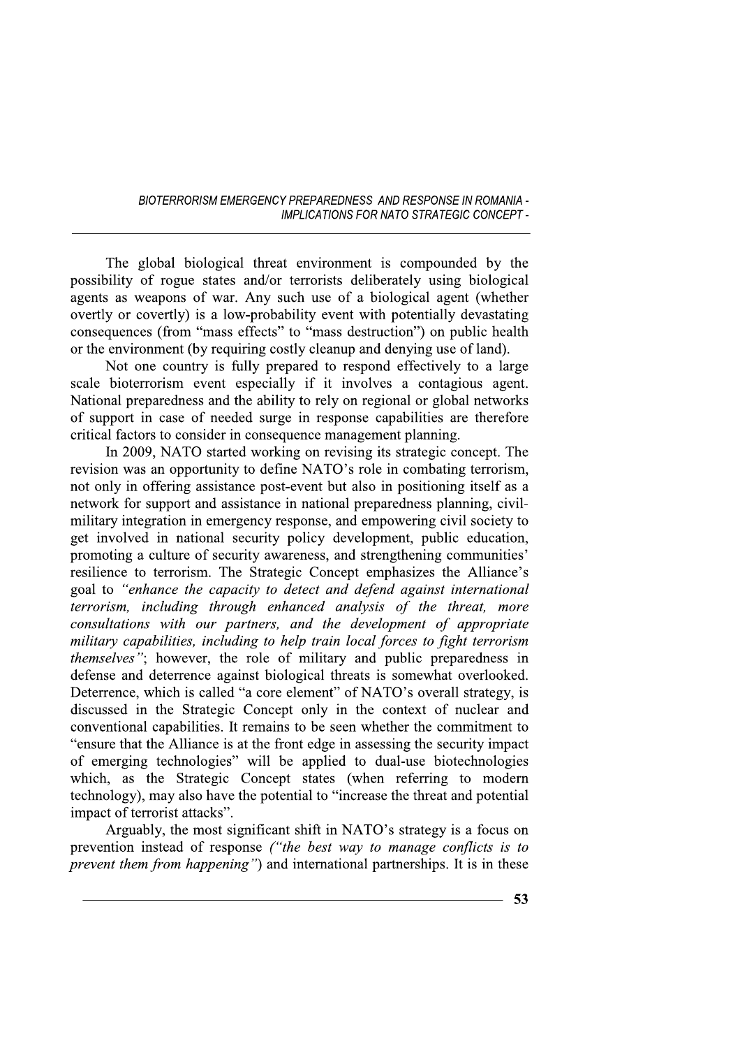The global biological threat environment is compounded by the possibility of rogue states and/or terrorists deliberately using biological agents as weapons of war. Any such use of a biological agent (whether overtly or covertly) is a low-probability event with potentially devastating consequences (from "mass effects" to "mass destruction") on public health or the environment (by requiring costly cleanup and denying use of land).

Not one country is fully prepared to respond effectively to a large scale bioterrorism event especially if it involves a contagious agent. National preparedness and the ability to rely on regional or global networks of support in case of needed surge in response capabilities are therefore critical factors to consider in consequence management planning.

In 2009, NATO started working on revising its strategic concept. The revision was an opportunity to define NATO's role in combating terrorism, not only in offering assistance post-event but also in positioning itself as a network for support and assistance in national preparedness planning, civil-military integration in emergency response, and empowering civil society to get involved in national security policy development, public education, promoting a culture of security awareness, and strengthening communities' resilience to terrorism. The Strategic Concept emphasizes the Alliance's goal to *"enhance the capacity to detect and defend against international terrorism, including through enhanced analysis of the threat, more consultations with our partners, and the development of appropriate military capabilities, including to help train local forces to fight terrorism themselves"*; however, the role of military and public preparedness in defense and deterrence against biological threats is somewhat overlooked. Deterrence, which is called "a core element" of NATO's overall strategy, is discussed in the Strategic Concept only in the context of nuclear and conventional capabilities. It remains to be seen whether the commitment to "ensure that the Alliance is at the front edge in assessing the security impact of emerging technologies" will be applied to dual-use biotechnologies which, as the Strategic Concept states (when referring to modern technology), may also have the potential to "increase the threat and potential impact of terrorist attacks".

Arguably, the most significant shift in NATO's strategy is a focus on prevention instead of response *("the best way to manage conflicts is to prevent them from happening")* and international partnerships. It is in these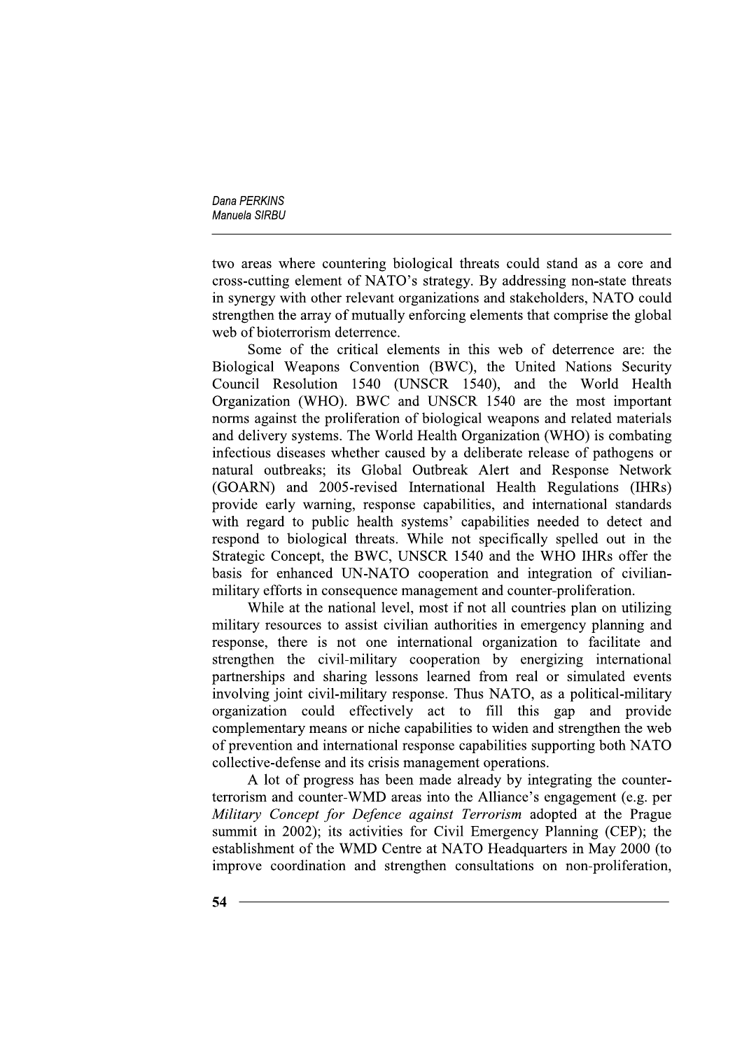two areas where countering biological threats could stand as a core and cross-cutting element of NATO's strategy. By addressing non-state threats in synergy with other relevant organizations and stakeholders, NATO could strengthen the array of mutually enforcing elements that comprise the global web of bioterrorism deterrence.

Some of the critical elements in this web of deterrence are: the Biological Weapons Convention (BWC), the United Nations Security Council Resolution 1540 (UNSCR 1540), and the World Health Organization (WHO). BWC and UNSCR 1540 are the most important norms against the proliferation of biological weapons and related materials and delivery systems. The World Health Organization (WHO) is combating infectious diseases whether caused by a deliberate release of pathogens or natural outbreaks; its Global Outbreak Alert and Response Network (GOARN) and 2005-revised International Health Regulations (IHRs) provide early warning, response capabilities, and international standards with regard to public health systems' capabilities needed to detect and respond to biological threats. While not specifically spelled out in the Strategic Concept, the BWC, UNSCR 1540 and the WHO IHRs offer the basis for enhanced UN-NATO cooperation and integration of civilian-military efforts in consequence management and counter-proliferation.

While at the national level, most if not all countries plan on utilizing military resources to assist civilian authorities in emergency planning and response, there is not one international organization to facilitate and strengthen the civil-military cooperation by energizing international partnerships and sharing lessons learned from real or simulated events involving joint civil-military response. Thus NATO, as a political-military organization could effectively act to fill this gap and provide complementary means or niche capabilities to widen and strengthen the web of prevention and international response capabilities supporting both NATO collective-defense and its crisis management operations.

A lot of progress has been made already by integrating the counter-terrorism and counter-WMD areas into the Alliance's engagement (e.g. per *Military Concept for Defence against Terrorism* adopted at the Prague summit in 2002); its activities for Civil Emergency Planning (CEP); the establishment of the WMD Centre at NATO Headquarters in May 2000 (to improve coordination and strengthen consultations on non-proliferation,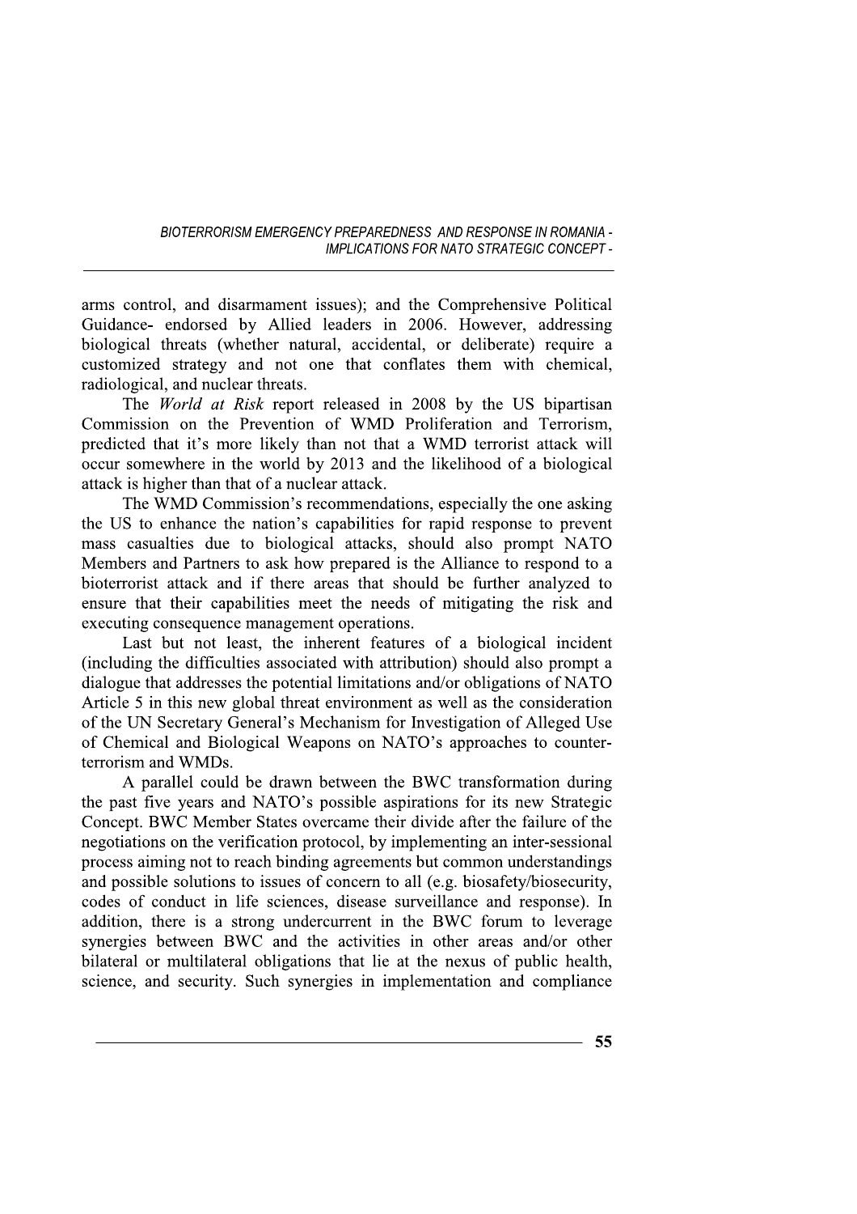arms control, and disarmament issues); and the Comprehensive Political Guidance- endorsed by Allied leaders in 2006. However, addressing biological threats (whether natural, accidental, or deliberate) require a customized strategy and not one that conflates them with chemical, radiological, and nuclear threats.

The *World at Risk* report released in 2008 by the US bipartisan Commission on the Prevention of WMD Proliferation and Terrorism, predicted that it's more likely than not that a WMD terrorist attack will occur somewhere in the world by 2013 and the likelihood of a biological attack is higher than that of a nuclear attack.

The WMD Commission's recommendations, especially the one asking the US to enhance the nation's capabilities for rapid response to prevent mass casualties due to biological attacks, should also prompt NATO Members and Partners to ask how prepared is the Alliance to respond to a bioterrorist attack and if there areas that should be further analyzed to ensure that their capabilities meet the needs of mitigating the risk and executing consequence management operations.

Last but not least, the inherent features of a biological incident (including the difficulties associated with attribution) should also prompt a dialogue that addresses the potential limitations and/or obligations of NATO Article 5 in this new global threat environment as well as the consideration of the UN Secretary General's Mechanism for Investigation of Alleged Use of Chemical and Biological Weapons on NATO's approaches to counter-terrorism and WMDs.

A parallel could be drawn between the BWC transformation during the past five years and NATO's possible aspirations for its new Strategic Concept. BWC Member States overcame their divide after the failure of the negotiations on the verification protocol, by implementing an inter-sessional process aiming not to reach binding agreements but common understandings and possible solutions to issues of concern to all (e.g. biosafety/biosecurity, codes of conduct in life sciences, disease surveillance and response). In addition, there is a strong undercurrent in the BWC forum to leverage synergies between BWC and the activities in other areas and/or other bilateral or multilateral obligations that lie at the nexus of public health, science, and security. Such synergies in implementation and compliance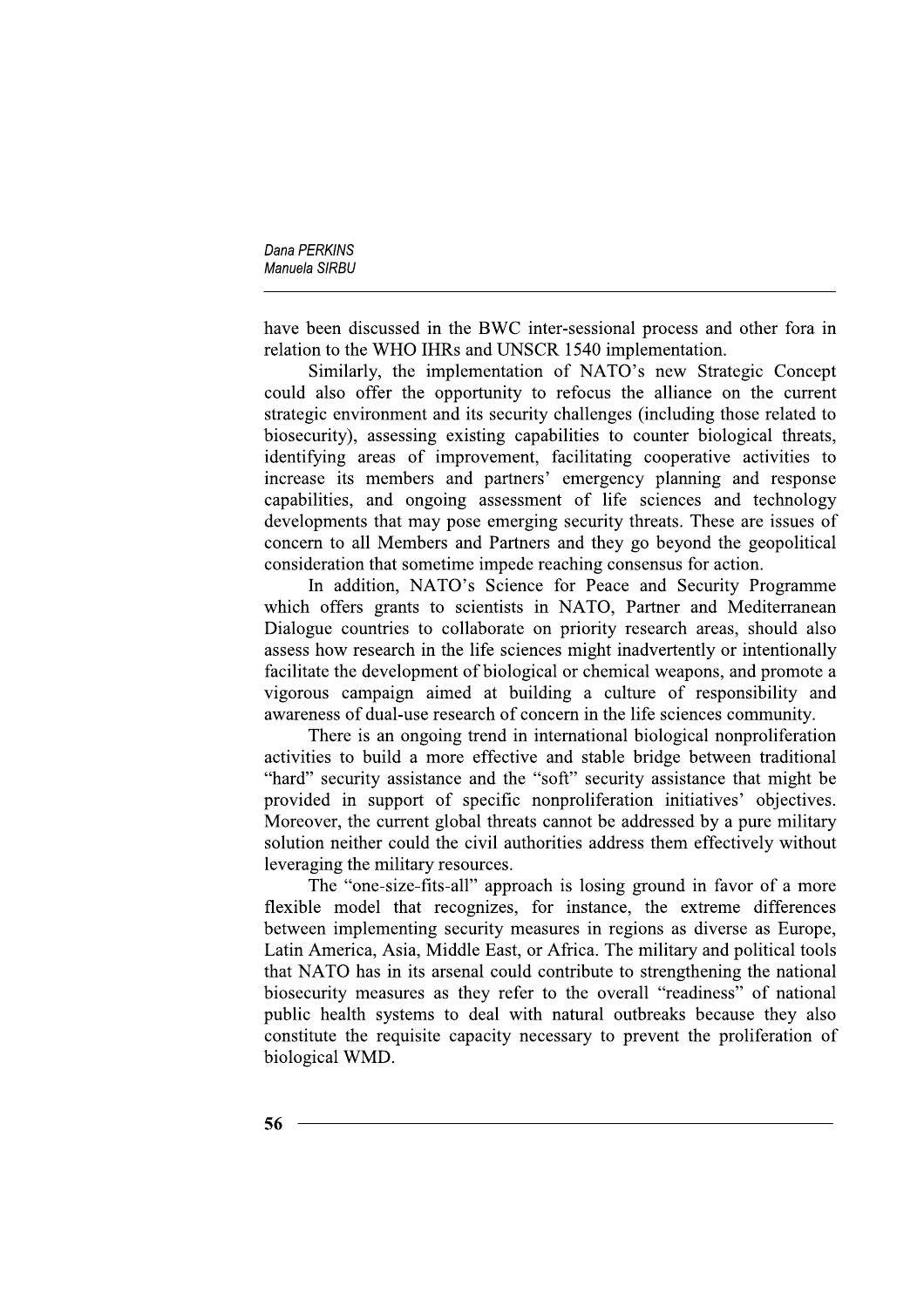have been discussed in the BWC inter-sessional process and other fora in relation to the WHO IHRs and UNSCR 1540 implementation.

Similarly, the implementation of NATO's new Strategic Concept could also offer the opportunity to refocus the alliance on the current strategic environment and its security challenges (including those related to biosecurity), assessing existing capabilities to counter biological threats, identifying areas of improvement, facilitating cooperative activities to increase its members and partners' emergency planning and response capabilities, and ongoing assessment of life sciences and technology developments that may pose emerging security threats. These are issues of concern to all Members and Partners and they go beyond the geopolitical consideration that sometime impede reaching consensus for action.

In addition, NATO's Science for Peace and Security Programme which offers grants to scientists in NATO, Partner and Mediterranean Dialogue countries to collaborate on priority research areas, should also assess how research in the life sciences might inadvertently or intentionally facilitate the development of biological or chemical weapons, and promote a vigorous campaign aimed at building a culture of responsibility and awareness of dual-use research of concern in the life sciences community.

There is an ongoing trend in international biological nonproliferation activities to build a more effective and stable bridge between traditional "hard" security assistance and the "soft" security assistance that might be provided in support of specific nonproliferation initiatives' objectives. Moreover, the current global threats cannot be addressed by a pure military solution neither could the civil authorities address them effectively without leveraging the military resources.

The "one-size-fits-all" approach is losing ground in favor of a more flexible model that recognizes, for instance, the extreme differences between implementing security measures in regions as diverse as Europe, Latin America, Asia, Middle East, or Africa. The military and political tools that NATO has in its arsenal could contribute to strengthening the national biosecurity measures as they refer to the overall "readiness" of national public health systems to deal with natural outbreaks because they also constitute the requisite capacity necessary to prevent the proliferation of biological WMD.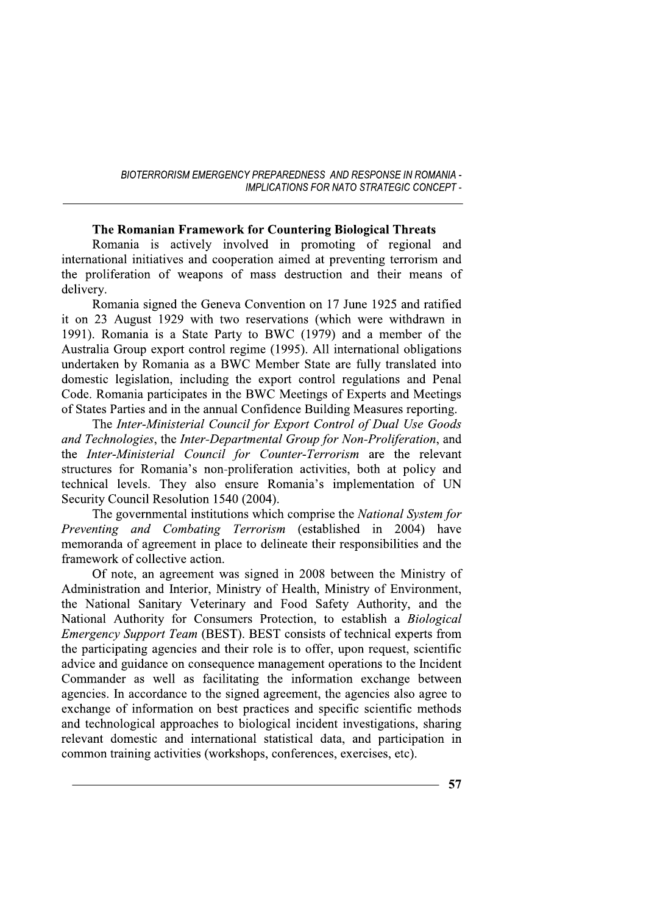## The Romanian Framework for Countering Biological Threats

Romania is actively involved in promoting of regional and international initiatives and cooperation aimed at preventing terrorism and the proliferation of weapons of mass destruction and their means of delivery.

Romania signed the Geneva Convention on 17 June 1925 and ratified it on 23 August 1929 with two reservations (which were withdrawn in 1991). Romania is a State Party to BWC (1979) and a member of the Australia Group export control regime (1995). All international obligations undertaken by Romania as a BWC Member State are fully translated into domestic legislation, including the export control regulations and Penal Code. Romania participates in the BWC Meetings of Experts and Meetings of States Parties and in the annual Confidence Building Measures reporting.

The *Inter-Ministerial Council for Export Control of Dual Use Goods and Technologies*, the *Inter-Departmental Group for Non-Proliferation*, and the *Inter-Ministerial Council for Counter-Terrorism* are the relevant structures for Romania's non-proliferation activities, both at policy and technical levels. They also ensure Romania's implementation of UN Security Council Resolution 1540 (2004).

The governmental institutions which comprise the *National System for Preventing and Combating Terrorism* (established in 2004) have memoranda of agreement in place to delineate their responsibilities and the framework of collective action.

Of note, an agreement was signed in 2008 between the Ministry of Administration and Interior, Ministry of Health, Ministry of Environment, the National Sanitary Veterinary and Food Safety Authority, and the National Authority for Consumers Protection, to establish a *Biological Emergency Support Team* (BEST). BEST consists of technical experts from the participating agencies and their role is to offer, upon request, scientific advice and guidance on consequence management operations to the Incident Commander as well as facilitating the information exchange between agencies. In accordance to the signed agreement, the agencies also agree to exchange of information on best practices and specific scientific methods and technological approaches to biological incident investigations, sharing relevant domestic and international statistical data, and participation in common training activities (workshops, conferences, exercises, etc).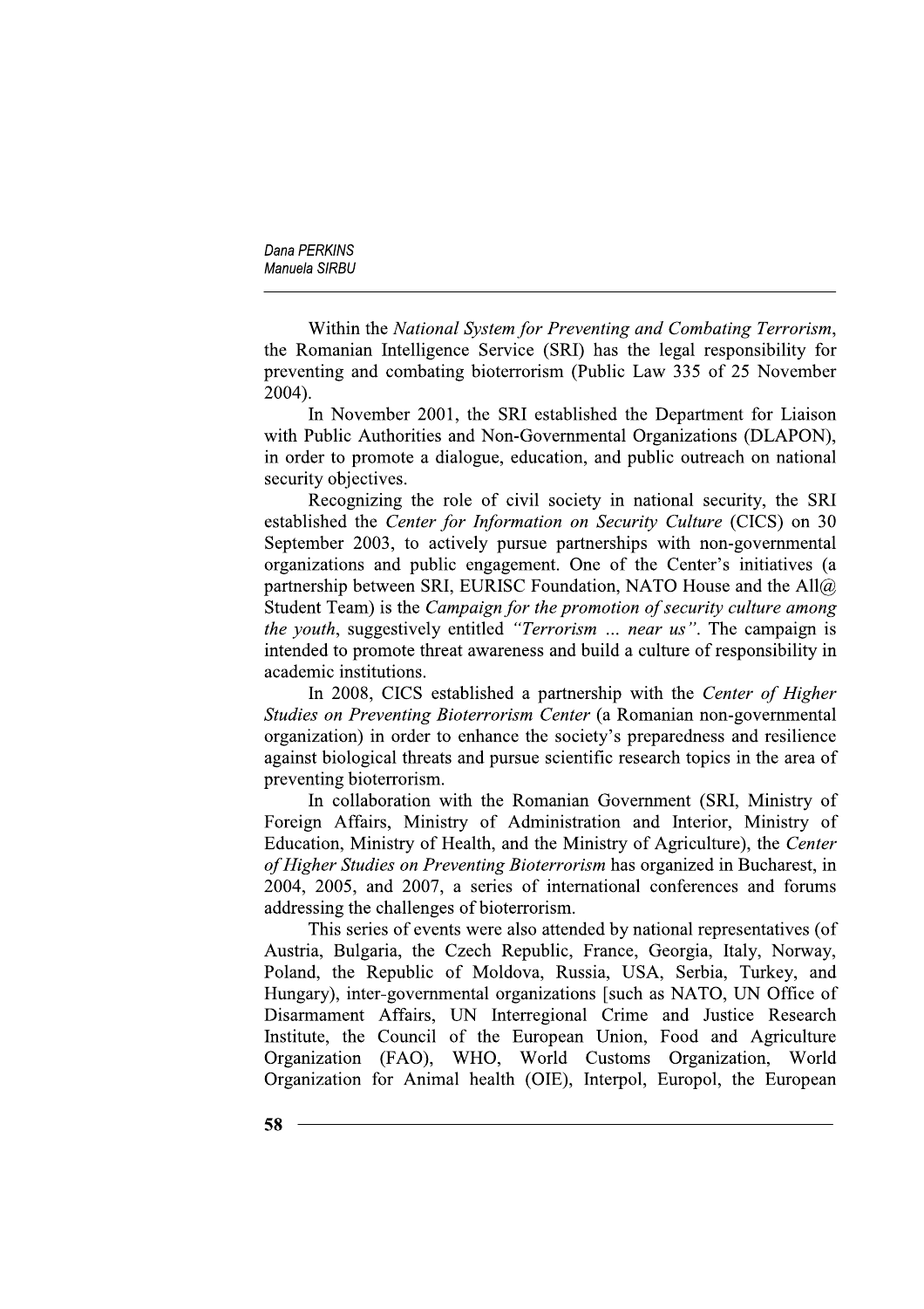Within the *National System for Preventing and Combating Terrorism*, the Romanian Intelligence Service (SRI) has the legal responsibility for preventing and combating bioterrorism (Public Law 335 of 25 November 2004).

In November 2001, the SRI established the Department for Liaison with Public Authorities and Non-Governmental Organizations (DLAPON), in order to promote a dialogue, education, and public outreach on national security objectives.

Recognizing the role of civil society in national security, the SRI established the *Center for Information on Security Culture* (CICS) on 30 September 2003, to actively pursue partnerships with non-governmental organizations and public engagement. One of the Center's initiatives (a partnership between SRI, EURISC Foundation, NATO House and the All@ Student Team) is the *Campaign for the promotion of security culture among the youth*, suggestively entitled *"Terrorism ... near us"*. The campaign is intended to promote threat awareness and build a culture of responsibility in academic institutions.

In 2008, CICS established a partnership with the *Center of Higher Studies on Preventing Bioterrorism Center* (a Romanian non-governmental organization) in order to enhance the society's preparedness and resilience against biological threats and pursue scientific research topics in the area of preventing bioterrorism.

In collaboration with the Romanian Government (SRI, Ministry of Foreign Affairs, Ministry of Administration and Interior, Ministry of Education, Ministry of Health, and the Ministry of Agriculture), the *Center of Higher Studies on Preventing Bioterrorism* has organized in Bucharest, in 2004, 2005, and 2007, a series of international conferences and forums addressing the challenges of bioterrorism.

This series of events were also attended by national representatives (of Austria, Bulgaria, the Czech Republic, France, Georgia, Italy, Norway, Poland, the Republic of Moldova, Russia, USA, Serbia, Turkey, and Hungary), inter-governmental organizations [such as NATO, UN Office of Disarmament Affairs, UN Interregional Crime and Justice Research Institute, the Council of the European Union, Food and Agriculture Organization (FAO), WHO, World Customs Organization, World Organization for Animal health (OIE), Interpol, Europol, the European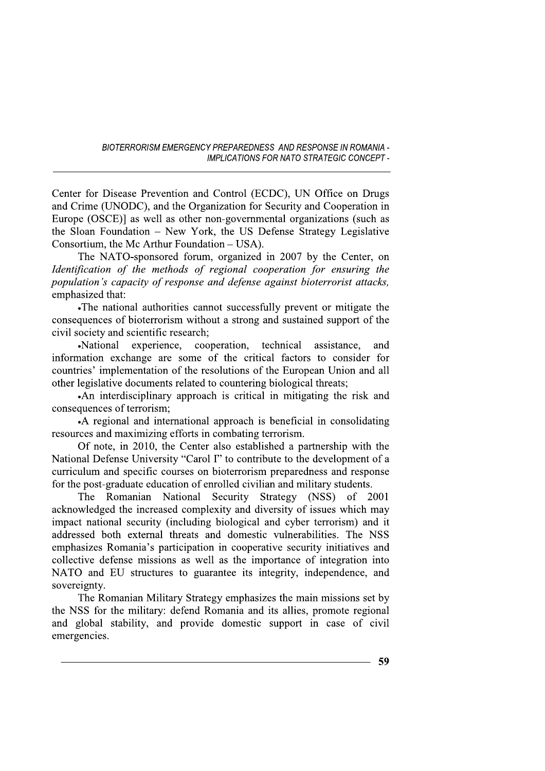Center for Disease Prevention and Control (ECDC), UN Office on Drugs and Crime (UNODC), and the Organization for Security and Cooperation in Europe (OSCE)] as well as other non-governmental organizations (such as the Sloan Foundation – New York, the US Defense Strategy Legislative Consortium, the Mc Arthur Foundation – USA).

The NATO-sponsored forum, organized in 2007 by the Center, on *Identification of the methods of regional cooperation for ensuring the population's capacity of response and defense against bioterrorist attacks,* emphasized that:

- The national authorities cannot successfully prevent or mitigate the consequences of bioterrorism without a strong and sustained support of the civil society and scientific research;
- National experience, cooperation, technical assistance, and information exchange are some of the critical factors to consider for countries' implementation of the resolutions of the European Union and all other legislative documents related to countering biological threats;
- An interdisciplinary approach is critical in mitigating the risk and consequences of terrorism;
- A regional and international approach is beneficial in consolidating resources and maximizing efforts in combating terrorism.

Of note, in 2010, the Center also established a partnership with the National Defense University "Carol I" to contribute to the development of a curriculum and specific courses on bioterrorism preparedness and response for the post-graduate education of enrolled civilian and military students.

The Romanian National Security Strategy (NSS) of 2001 acknowledged the increased complexity and diversity of issues which may impact national security (including biological and cyber terrorism) and it addressed both external threats and domestic vulnerabilities. The NSS emphasizes Romania's participation in cooperative security initiatives and collective defense missions as well as the importance of integration into NATO and EU structures to guarantee its integrity, independence, and sovereignty.

The Romanian Military Strategy emphasizes the main missions set by the NSS for the military: defend Romania and its allies, promote regional and global stability, and provide domestic support in case of civil emergencies.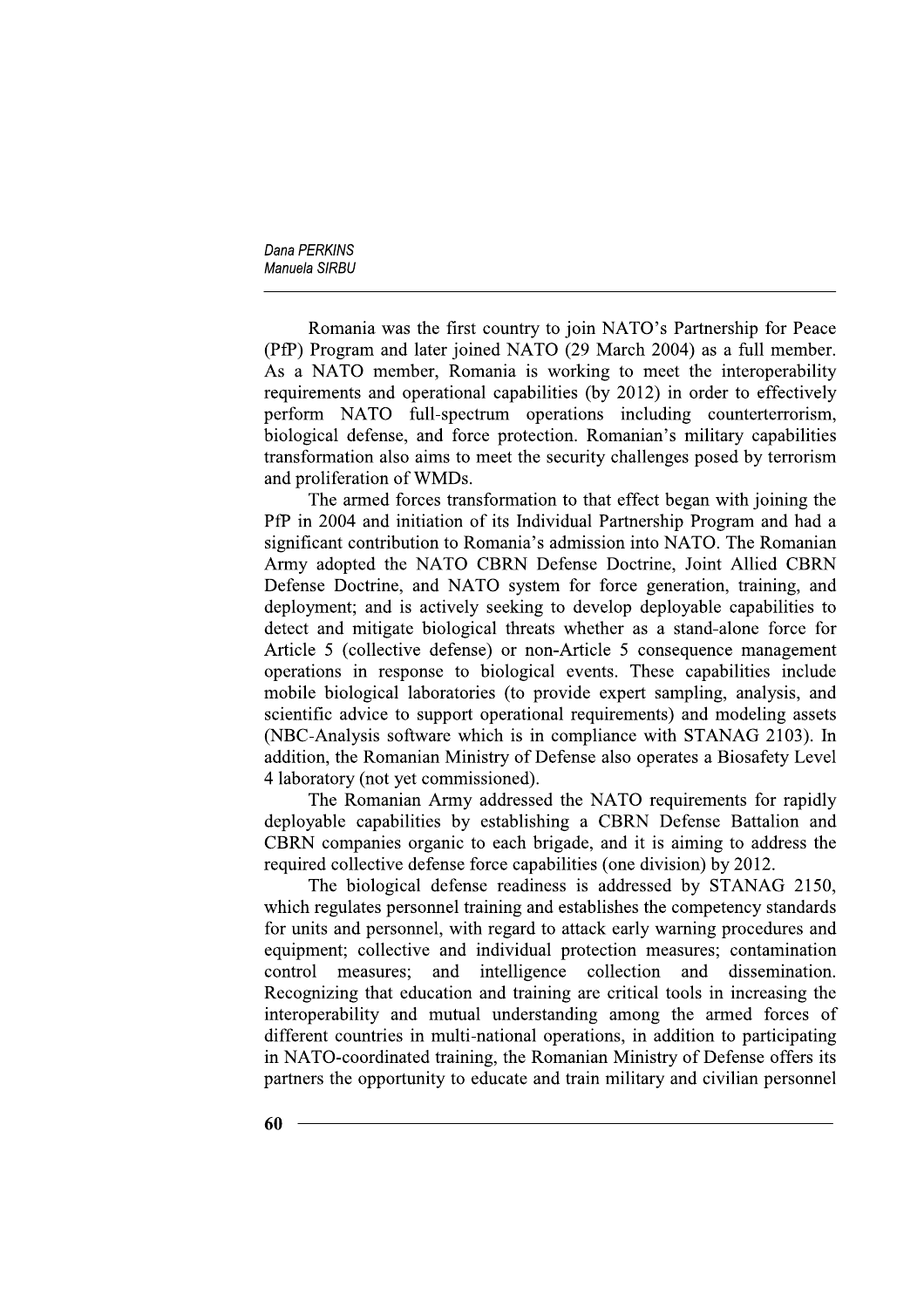Romania was the first country to join NATO's Partnership for Peace (PfP) Program and later joined NATO (29 March 2004) as a full member. As a NATO member, Romania is working to meet the interoperability requirements and operational capabilities (by 2012) in order to effectively perform NATO full-spectrum operations including counterterrorism, biological defense, and force protection. Romanian's military capabilities transformation also aims to meet the security challenges posed by terrorism and proliferation of WMDs.

The armed forces transformation to that effect began with joining the PfP in 2004 and initiation of its Individual Partnership Program and had a significant contribution to Romania's admission into NATO. The Romanian Army adopted the NATO CBRN Defense Doctrine, Joint Allied CBRN Defense Doctrine, and NATO system for force generation, training, and deployment; and is actively seeking to develop deployable capabilities to detect and mitigate biological threats whether as a stand-alone force for Article 5 (collective defense) or non-Article 5 consequence management operations in response to biological events. These capabilities include mobile biological laboratories (to provide expert sampling, analysis, and scientific advice to support operational requirements) and modeling assets (NBC-Analysis software which is in compliance with STANAG 2103). In addition, the Romanian Ministry of Defense also operates a Biosafety Level 4 laboratory (not yet commissioned).

The Romanian Army addressed the NATO requirements for rapidly deployable capabilities by establishing a CBRN Defense Battalion and CBRN companies organic to each brigade, and it is aiming to address the required collective defense force capabilities (one division) by 2012.

The biological defense readiness is addressed by STANAG 2150, which regulates personnel training and establishes the competency standards for units and personnel, with regard to attack early warning procedures and equipment; collective and individual protection measures; contamination control measures; and intelligence collection and dissemination. Recognizing that education and training are critical tools in increasing the interoperability and mutual understanding among the armed forces of different countries in multi-national operations, in addition to participating in NATO-coordinated training, the Romanian Ministry of Defense offers its partners the opportunity to educate and train military and civilian personnel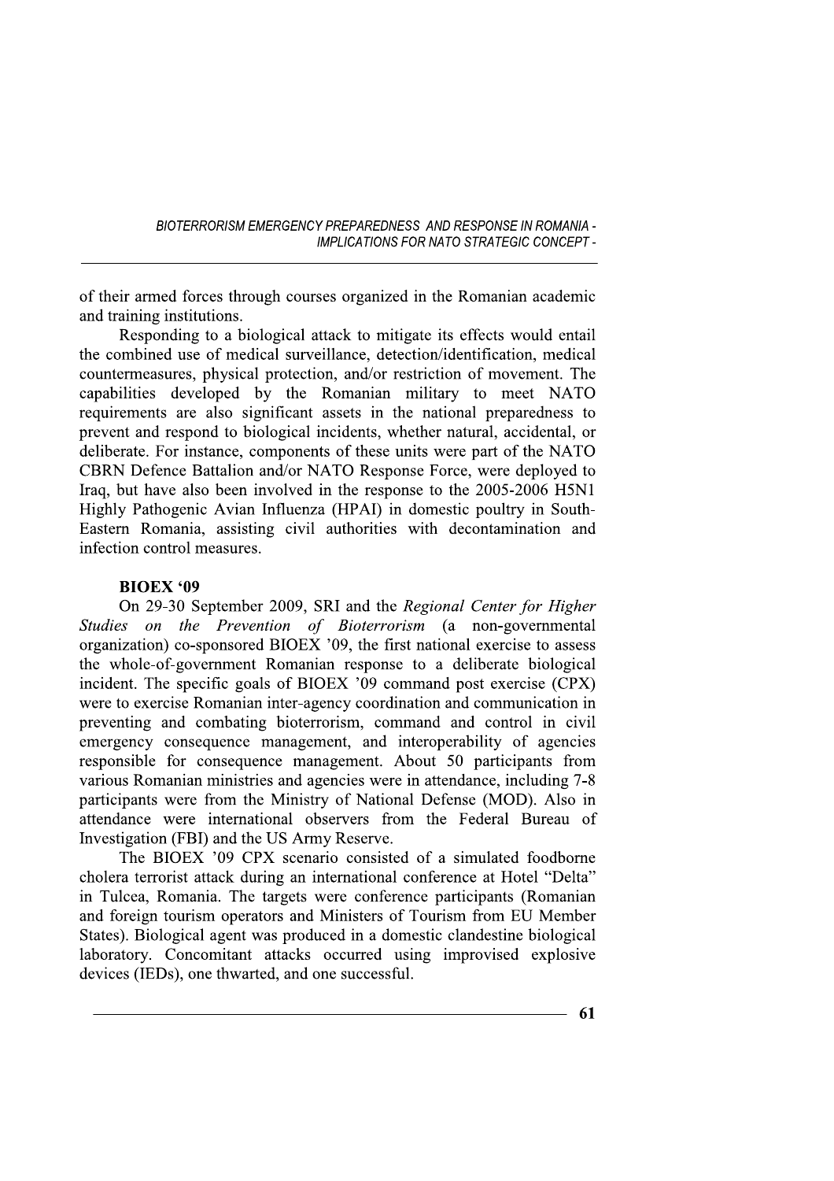of their armed forces through courses organized in the Romanian academic and training institutions.

Responding to a biological attack to mitigate its effects would entail the combined use of medical surveillance, detection/identification, medical countermeasures, physical protection, and/or restriction of movement. The capabilities developed by the Romanian military to meet NATO requirements are also significant assets in the national preparedness to prevent and respond to biological incidents, whether natural, accidental, or deliberate. For instance, components of these units were part of the NATO CBRN Defence Battalion and/or NATO Response Force, were deployed to Iraq, but have also been involved in the response to the 2005-2006 H5N1 Highly Pathogenic Avian Influenza (HPAI) in domestic poultry in South-Eastern Romania, assisting civil authorities with decontamination and infection control measures.

**BIOEX '09**

On 29-30 September 2009, SRI and the *Regional Center for Higher Studies on the Prevention of Bioterrorism* (a non-governmental organization) co-sponsored BIOEX '09, the first national exercise to assess the whole-of-government Romanian response to a deliberate biological incident. The specific goals of BIOEX '09 command post exercise (CPX) were to exercise Romanian inter-agency coordination and communication in preventing and combating bioterrorism, command and control in civil emergency consequence management, and interoperability of agencies responsible for consequence management. About 50 participants from various Romanian ministries and agencies were in attendance, including 7-8 participants were from the Ministry of National Defense (MOD). Also in attendance were international observers from the Federal Bureau of Investigation (FBI) and the US Army Reserve.

The BIOEX '09 CPX scenario consisted of a simulated foodborne cholera terrorist attack during an international conference at Hotel "Delta" in Tulcea, Romania. The targets were conference participants (Romanian and foreign tourism operators and Ministers of Tourism from EU Member States). Biological agent was produced in a domestic clandestine biological laboratory. Concomitant attacks occurred using improvised explosive devices (IEDs), one thwarted, and one successful.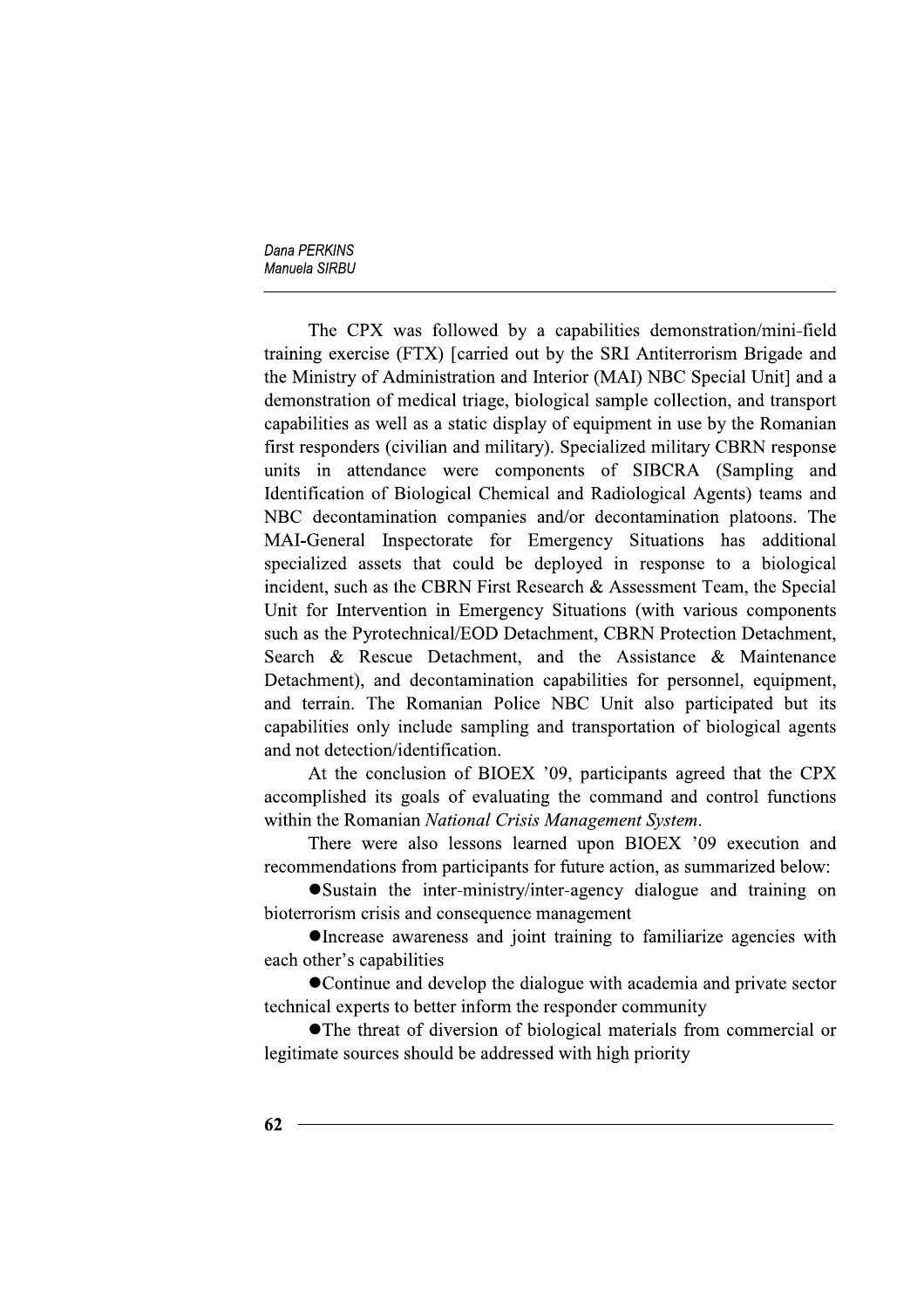The CPX was followed by a capabilities demonstration/mini-field training exercise (FTX) [carried out by the SRI Antiterrorism Brigade and the Ministry of Administration and Interior (MAI) NBC Special Unit] and a demonstration of medical triage, biological sample collection, and transport capabilities as well as a static display of equipment in use by the Romanian first responders (civilian and military). Specialized military CBRN response units in attendance were components of SIBCRA (Sampling and Identification of Biological Chemical and Radiological Agents) teams and NBC decontamination companies and/or decontamination platoons. The MAI-General Inspectorate for Emergency Situations has additional specialized assets that could be deployed in response to a biological incident, such as the CBRN First Research & Assessment Team, the Special Unit for Intervention in Emergency Situations (with various components such as the Pyrotechnical/EOD Detachment, CBRN Protection Detachment, Search & Rescue Detachment, and the Assistance & Maintenance Detachment), and decontamination capabilities for personnel, equipment, and terrain. The Romanian Police NBC Unit also participated but its capabilities only include sampling and transportation of biological agents and not detection/identification.

At the conclusion of BIOEX '09, participants agreed that the CPX accomplished its goals of evaluating the command and control functions within the Romanian *National Crisis Management System*.

There were also lessons learned upon BIOEX '09 execution and recommendations from participants for future action, as summarized below:

- Sustain the inter-ministry/inter-agency dialogue and training on bioterrorism crisis and consequence management
- Increase awareness and joint training to familiarize agencies with each other's capabilities
- Continue and develop the dialogue with academia and private sector technical experts to better inform the responder community
- The threat of diversion of biological materials from commercial or legitimate sources should be addressed with high priority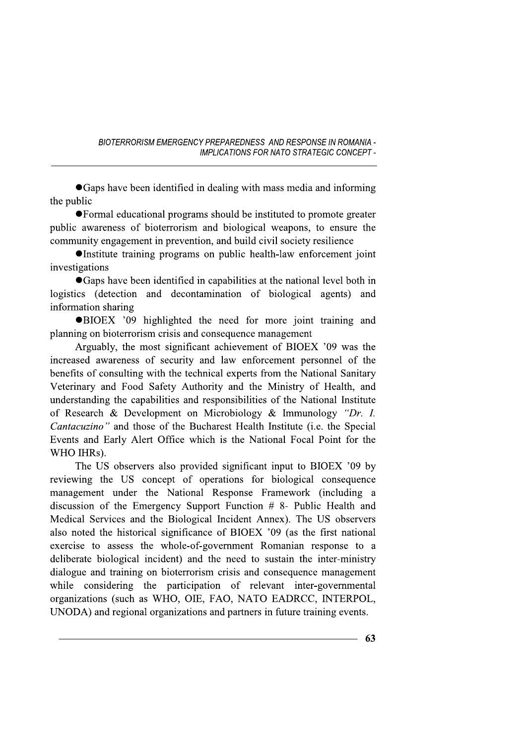- Gaps have been identified in dealing with mass media and informing the public
- Formal educational programs should be instituted to promote greater public awareness of bioterrorism and biological weapons, to ensure the community engagement in prevention, and build civil society resilience
- Institute training programs on public health-law enforcement joint investigations
- Gaps have been identified in capabilities at the national level both in logistics (detection and decontamination of biological agents) and information sharing
- BIOEX '09 highlighted the need for more joint training and planning on bioterrorism crisis and consequence management

Arguably, the most significant achievement of BIOEX '09 was the increased awareness of security and law enforcement personnel of the benefits of consulting with the technical experts from the National Sanitary Veterinary and Food Safety Authority and the Ministry of Health, and understanding the capabilities and responsibilities of the National Institute of Research & Development on Microbiology & Immunology *"Dr. I. Cantacuzino"* and those of the Bucharest Health Institute (i.e. the Special Events and Early Alert Office which is the National Focal Point for the WHO IHRs).

The US observers also provided significant input to BIOEX '09 by reviewing the US concept of operations for biological consequence management under the National Response Framework (including a discussion of the Emergency Support Function # 8- Public Health and Medical Services and the Biological Incident Annex). The US observers also noted the historical significance of BIOEX '09 (as the first national exercise to assess the whole-of-government Romanian response to a deliberate biological incident) and the need to sustain the inter-ministry dialogue and training on bioterrorism crisis and consequence management while considering the participation of relevant inter-governmental organizations (such as WHO, OIE, FAO, NATO EADRCC, INTERPOL, UNODA) and regional organizations and partners in future training events.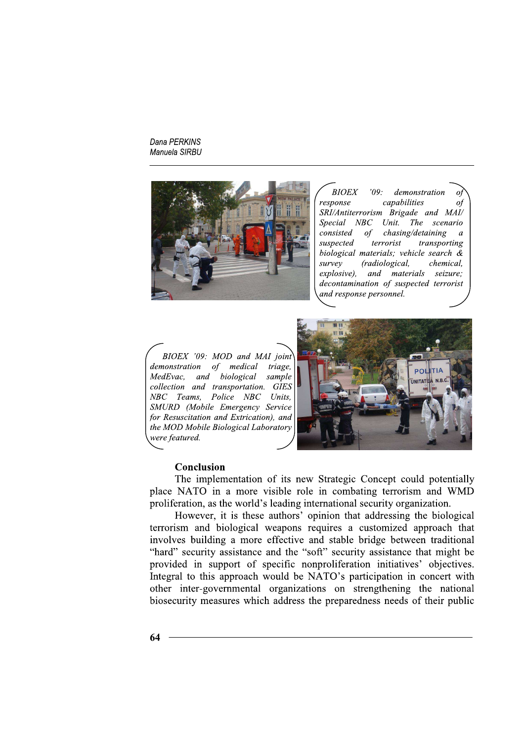*BIOEX '09: demonstration of response capabilities of SRI/Antiterrorism Brigade and MAI/ Special NBC Unit. The scenario consisted of chasing/detaining a suspected terrorist transporting biological materials; vehicle search & survey (radiological, chemical, explosive), and materials seizure; decontamination of suspected terrorist and response personnel.*

*BIOEX '09: MOD and MAI joint demonstration of medical triage, MedEvac, and biological sample collection and transportation. GIES NBC Teams, Police NBC Units, SMURD (Mobile Emergency Service for Resuscitation and Extrication), and the MOD Mobile Biological Laboratory were featured.*

## Conclusion

The implementation of its new Strategic Concept could potentially place NATO in a more visible role in combating terrorism and WMD proliferation, as the world's leading international security organization.

However, it is these authors' opinion that addressing the biological terrorism and biological weapons requires a customized approach that involves building a more effective and stable bridge between traditional "hard" security assistance and the "soft" security assistance that might be provided in support of specific nonproliferation initiatives' objectives. Integral to this approach would be NATO's participation in concert with other inter-governmental organizations on strengthening the national biosecurity measures which address the preparedness needs of their public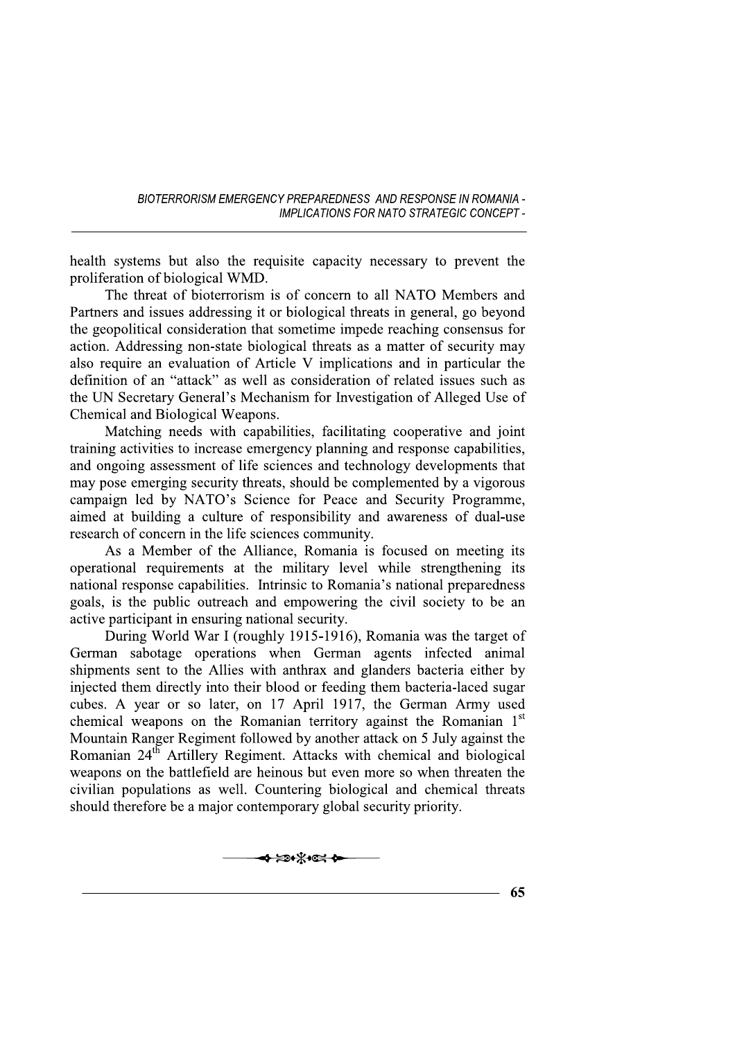health systems but also the requisite capacity necessary to prevent the proliferation of biological WMD.

The threat of bioterrorism is of concern to all NATO Members and Partners and issues addressing it or biological threats in general, go beyond the geopolitical consideration that sometime impede reaching consensus for action. Addressing non-state biological threats as a matter of security may also require an evaluation of Article V implications and in particular the definition of an "attack" as well as consideration of related issues such as the UN Secretary General's Mechanism for Investigation of Alleged Use of Chemical and Biological Weapons.

Matching needs with capabilities, facilitating cooperative and joint training activities to increase emergency planning and response capabilities, and ongoing assessment of life sciences and technology developments that may pose emerging security threats, should be complemented by a vigorous campaign led by NATO's Science for Peace and Security Programme, aimed at building a culture of responsibility and awareness of dual-use research of concern in the life sciences community.

As a Member of the Alliance, Romania is focused on meeting its operational requirements at the military level while strengthening its national response capabilities. Intrinsic to Romania's national preparedness goals, is the public outreach and empowering the civil society to be an active participant in ensuring national security.

During World War I (roughly 1915-1916), Romania was the target of German sabotage operations when German agents infected animal shipments sent to the Allies with anthrax and glanders bacteria either by injected them directly into their blood or feeding them bacteria-laced sugar cubes. A year or so later, on 17 April 1917, the German Army used chemical weapons on the Romanian territory against the Romanian 1st Mountain Ranger Regiment followed by another attack on 5 July against the Romanian 24th Artillery Regiment. Attacks with chemical and biological weapons on the battlefield are heinous but even more so when threaten the civilian populations as well. Countering biological and chemical threats should therefore be a major contemporary global security priority.